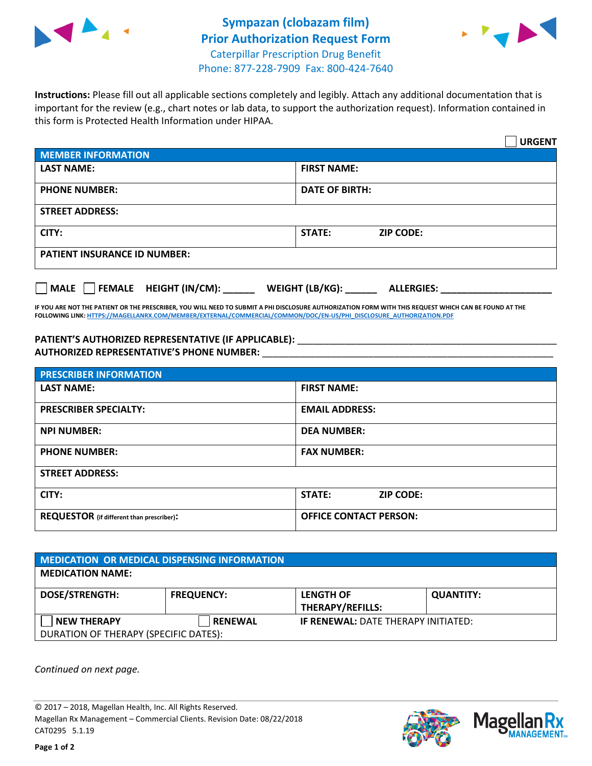# Sympazan (clobazam film) Prior Authorization Request Form

Caterpillar Prescription Drug Benefit
Phone: 877-228-7909 Fax: 800-424-7640

**Instructions:** Please fill out all applicable sections completely and legibly. Attach any additional documentation that is important for the review (e.g., chart notes or lab data, to support the authorization request). Information contained in this form is Protected Health Information under HIPAA.

☐ **URGENT**

| MEMBER INFORMATION | |
|---|---|
| **LAST NAME:** | **FIRST NAME:** |
| **PHONE NUMBER:** | **DATE OF BIRTH:** |
| **STREET ADDRESS:** | |
| **CITY:** | **STATE:** **ZIP CODE:** |
| **PATIENT INSURANCE ID NUMBER:** | |

☐ **MALE** ☐ **FEMALE** **HEIGHT (IN/CM):** ______ **WEIGHT (LB/KG):** ______ **ALLERGIES:** ____________________

**IF YOU ARE NOT THE PATIENT OR THE PRESCRIBER, YOU WILL NEED TO SUBMIT A PHI DISCLOSURE AUTHORIZATION FORM WITH THIS REQUEST WHICH CAN BE FOUND AT THE FOLLOWING LINK: HTTPS://MAGELLANRX.COM/MEMBER/EXTERNAL/COMMERCIAL/COMMON/DOC/EN-US/PHI_DISCLOSURE_AUTHORIZATION.PDF**

**PATIENT'S AUTHORIZED REPRESENTATIVE (IF APPLICABLE):** ____________________
**AUTHORIZED REPRESENTATIVE'S PHONE NUMBER:** ____________________

| PRESCRIBER INFORMATION | |
|---|---|
| **LAST NAME:** | **FIRST NAME:** |
| **PRESCRIBER SPECIALTY:** | **EMAIL ADDRESS:** |
| **NPI NUMBER:** | **DEA NUMBER:** |
| **PHONE NUMBER:** | **FAX NUMBER:** |
| **STREET ADDRESS:** | |
| **CITY:** | **STATE:** **ZIP CODE:** |
| **REQUESTOR** (if different than prescriber)**:** | **OFFICE CONTACT PERSON:** |

| MEDICATION OR MEDICAL DISPENSING INFORMATION | | | |
|---|---|---|---|
| **MEDICATION NAME:** | | | |
| **DOSE/STRENGTH:** | **FREQUENCY:** | **LENGTH OF THERAPY/REFILLS:** | **QUANTITY:** |
| ☐ **NEW THERAPY** | ☐ **RENEWAL** | **IF RENEWAL:** DATE THERAPY INITIATED: | |
| DURATION OF THERAPY (SPECIFIC DATES): | | | |

*Continued on next page.*

© 2017 – 2018, Magellan Health, Inc. All Rights Reserved.
Magellan Rx Management – Commercial Clients. Revision Date: 08/22/2018
CAT0295 5.1.19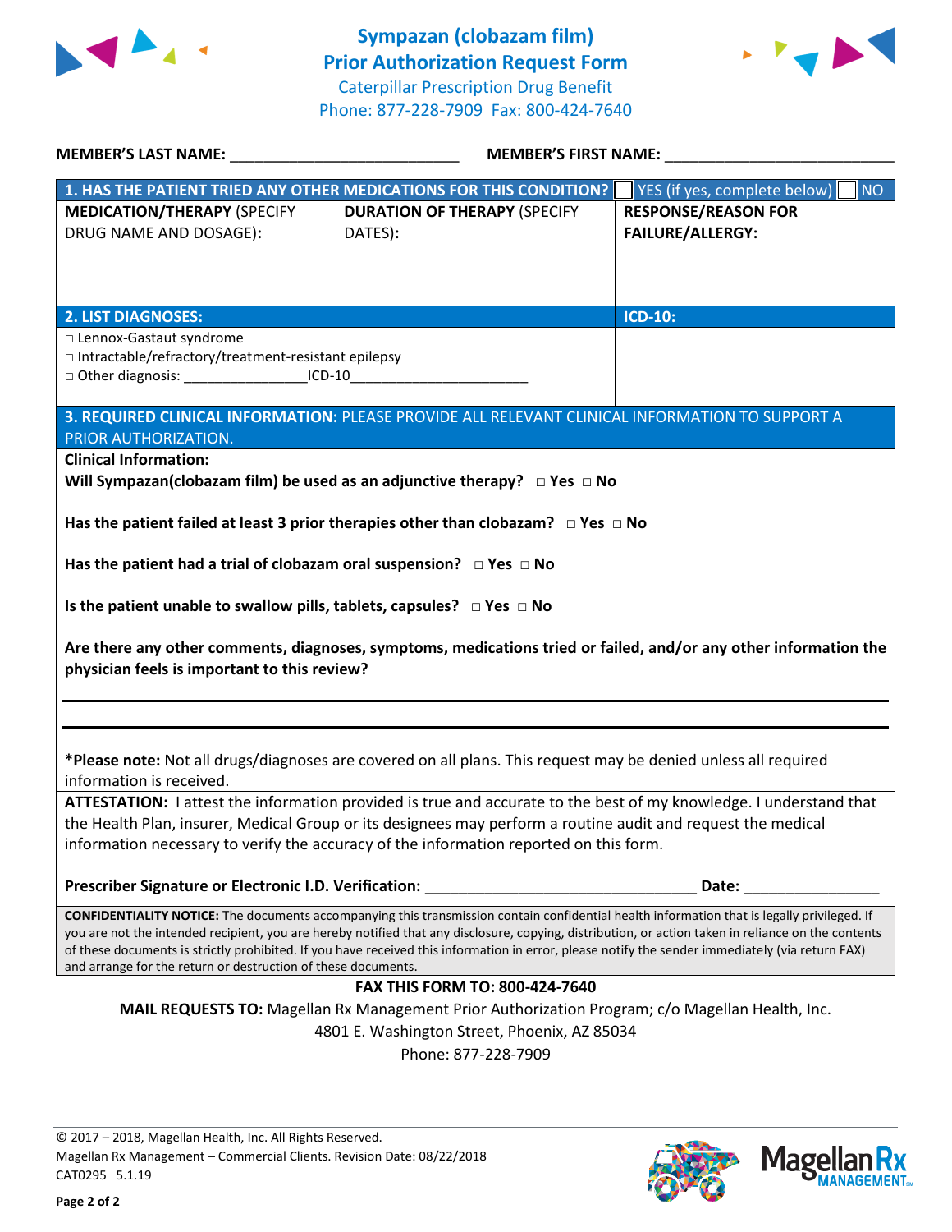# Sympazan (clobazam film)
## Prior Authorization Request Form

Caterpillar Prescription Drug Benefit
Phone: 877-228-7909 Fax: 800-424-7640

**MEMBER'S LAST NAME:** ___________________________ **MEMBER'S FIRST NAME:** ___________________________

| **1. HAS THE PATIENT TRIED ANY OTHER MEDICATIONS FOR THIS CONDITION?** | | ☐ YES (if yes, complete below) ☐ NO |
|---|---|---|
| **MEDICATION/THERAPY** (SPECIFY DRUG NAME AND DOSAGE)**:** | **DURATION OF THERAPY** (SPECIFY DATES)**:** | **RESPONSE/REASON FOR FAILURE/ALLERGY:** |
| | | |

| **2. LIST DIAGNOSES:** | **ICD-10:** |
|---|---|
| □ Lennox-Gastaut syndrome<br>□ Intractable/refractory/treatment-resistant epilepsy<br>□ Other diagnosis: ________________ICD-10_______________________ | |

**3. REQUIRED CLINICAL INFORMATION:** PLEASE PROVIDE ALL RELEVANT CLINICAL INFORMATION TO SUPPORT A PRIOR AUTHORIZATION.

**Clinical Information:**

**Will Sympazan(clobazam film) be used as an adjunctive therapy?** □ **Yes** □ **No**

**Has the patient failed at least 3 prior therapies other than clobazam?** □ **Yes** □ **No**

**Has the patient had a trial of clobazam oral suspension?** □ **Yes** □ **No**

**Is the patient unable to swallow pills, tablets, capsules?** □ **Yes** □ **No**

**Are there any other comments, diagnoses, symptoms, medications tried or failed, and/or any other information the physician feels is important to this review?**

_______________________________________________________________________________

_______________________________________________________________________________

***Please note:** Not all drugs/diagnoses are covered on all plans. This request may be denied unless all required information is received.

**ATTESTATION:** I attest the information provided is true and accurate to the best of my knowledge. I understand that the Health Plan, insurer, Medical Group or its designees may perform a routine audit and request the medical information necessary to verify the accuracy of the information reported on this form.

**Prescriber Signature or Electronic I.D. Verification:** ________________________________ **Date:** ________________

**CONFIDENTIALITY NOTICE:** The documents accompanying this transmission contain confidential health information that is legally privileged. If you are not the intended recipient, you are hereby notified that any disclosure, copying, distribution, or action taken in reliance on the contents of these documents is strictly prohibited. If you have received this information in error, please notify the sender immediately (via return FAX) and arrange for the return or destruction of these documents.

**FAX THIS FORM TO: 800-424-7640**

**MAIL REQUESTS TO:** Magellan Rx Management Prior Authorization Program; c/o Magellan Health, Inc.
4801 E. Washington Street, Phoenix, AZ 85034
Phone: 877-228-7909

© 2017 – 2018, Magellan Health, Inc. All Rights Reserved.
Magellan Rx Management – Commercial Clients. Revision Date: 08/22/2018
CAT0295 5.1.19